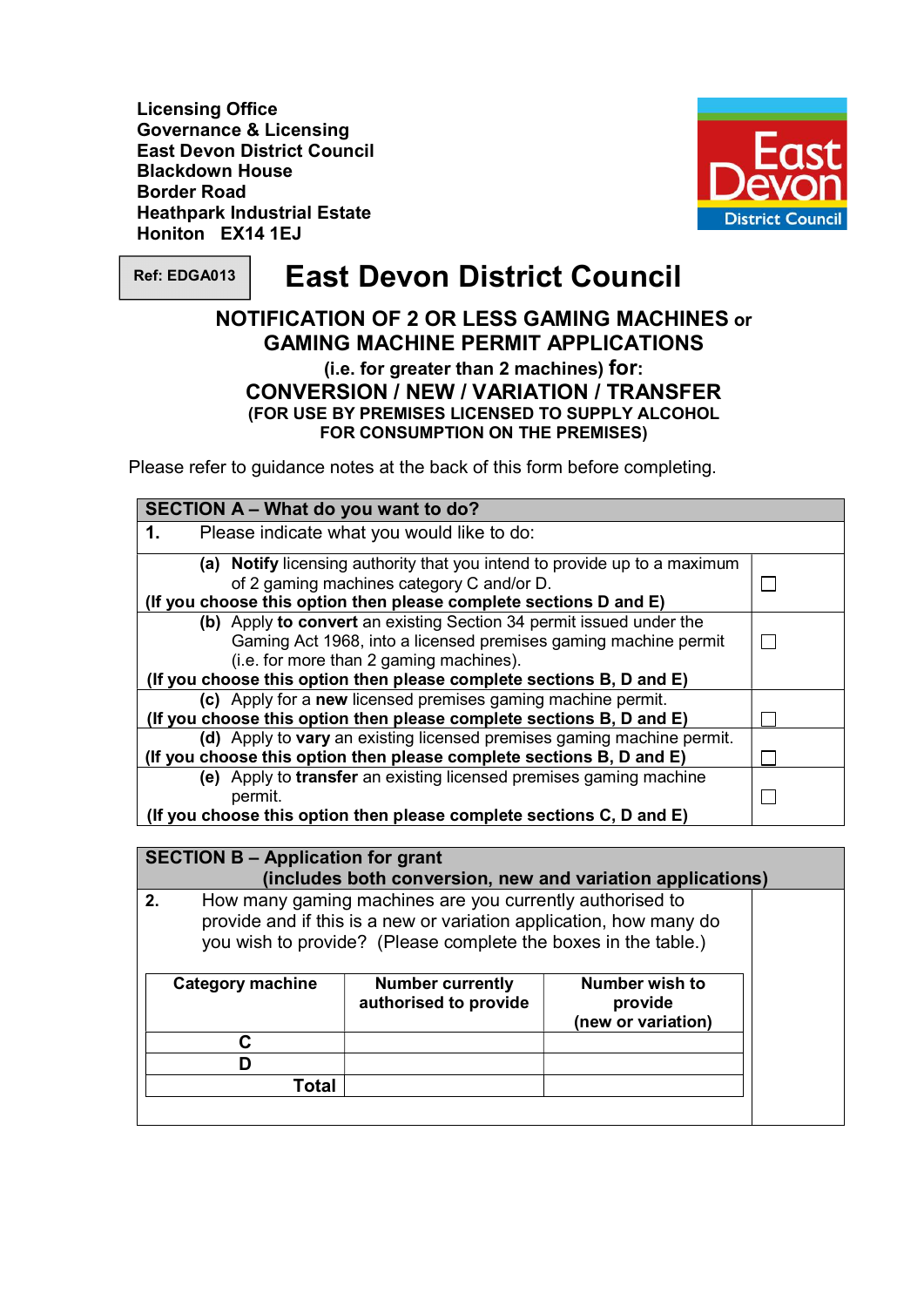**Licensing Office**
**Governance & Licensing**
**East Devon District Council**
**Blackdown House**
**Border Road**
**Heathpark Industrial Estate**
**Honiton EX14 1EJ**

East Devon District Council

**Ref: EDGA013**

# East Devon District Council

## NOTIFICATION OF 2 OR LESS GAMING MACHINES or GAMING MACHINE PERMIT APPLICATIONS

### (i.e. for greater than 2 machines) for: CONVERSION / NEW / VARIATION / TRANSFER

**(FOR USE BY PREMISES LICENSED TO SUPPLY ALCOHOL FOR CONSUMPTION ON THE PREMISES)**

Please refer to guidance notes at the back of this form before completing.

| **SECTION A – What do you want to do?** | |
|---|---|
| **1.** Please indicate what you would like to do: | |
| **(a) Notify** licensing authority that you intend to provide up to a maximum of 2 gaming machines category C and/or D. **(If you choose this option then please complete sections D and E)** | ☐ |
| **(b)** Apply **to convert** an existing Section 34 permit issued under the Gaming Act 1968, into a licensed premises gaming machine permit (i.e. for more than 2 gaming machines). **(If you choose this option then please complete sections B, D and E)** | ☐ |
| **(c)** Apply for a **new** licensed premises gaming machine permit. **(If you choose this option then please complete sections B, D and E)** | ☐ |
| **(d)** Apply to **vary** an existing licensed premises gaming machine permit. **(If you choose this option then please complete sections B, D and E)** | ☐ |
| **(e)** Apply to **transfer** an existing licensed premises gaming machine permit. **(If you choose this option then please complete sections C, D and E)** | ☐ |

**SECTION B – Application for grant (includes both conversion, new and variation applications)**

**2.** How many gaming machines are you currently authorised to provide and if this is a new or variation application, how many do you wish to provide? (Please complete the boxes in the table.)

| **Category machine** | **Number currently authorised to provide** | **Number wish to provide (new or variation)** |
|---|---|---|
| **C** | | |
| **D** | | |
| **Total** | | |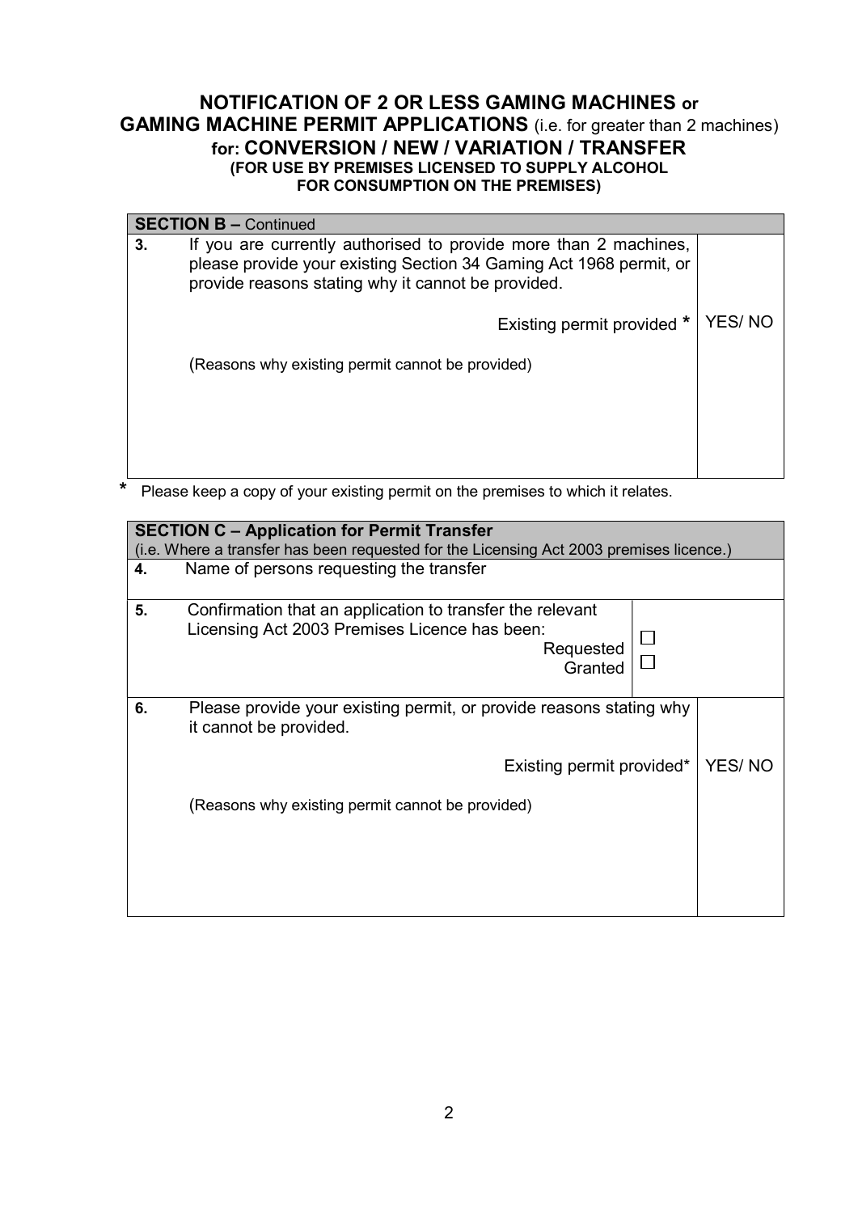## NOTIFICATION OF 2 OR LESS GAMING MACHINES or GAMING MACHINE PERMIT APPLICATIONS (i.e. for greater than 2 machines)

### for: CONVERSION / NEW / VARIATION / TRANSFER

**(FOR USE BY PREMISES LICENSED TO SUPPLY ALCOHOL FOR CONSUMPTION ON THE PREMISES)**

| **SECTION B –** Continued | | |
|---|---|---|
| **3.** | If you are currently authorised to provide more than 2 machines, please provide your existing Section 34 Gaming Act 1968 permit, or provide reasons stating why it cannot be provided.<br><br>Existing permit provided **\***<br><br>(Reasons why existing permit cannot be provided) | YES/ NO |

**\*** Please keep a copy of your existing permit on the premises to which it relates.

| **SECTION C – Application for Permit Transfer**<br>(i.e. Where a transfer has been requested for the Licensing Act 2003 premises licence.) | | | |
|---|---|---|---|
| **4.** | Name of persons requesting the transfer | | |
| **5.** | Confirmation that an application to transfer the relevant Licensing Act 2003 Premises Licence has been:<br>Requested<br>Granted | ☐<br>☐ | |
| **6.** | Please provide your existing permit, or provide reasons stating why it cannot be provided.<br><br>Existing permit provided*<br><br>(Reasons why existing permit cannot be provided) | | YES/ NO |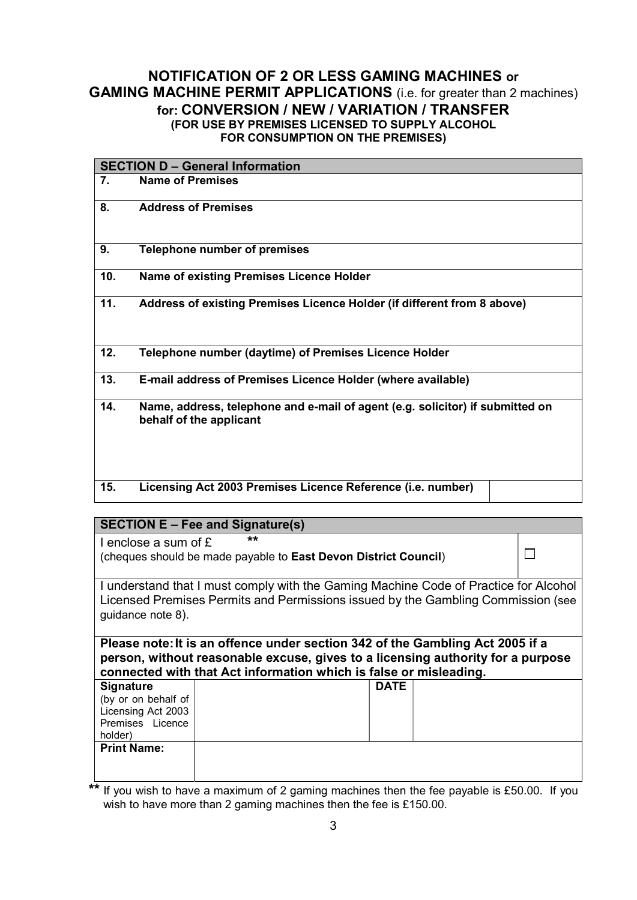## NOTIFICATION OF 2 OR LESS GAMING MACHINES or GAMING MACHINE PERMIT APPLICATIONS (i.e. for greater than 2 machines) for: CONVERSION / NEW / VARIATION / TRANSFER

**(FOR USE BY PREMISES LICENSED TO SUPPLY ALCOHOL FOR CONSUMPTION ON THE PREMISES)**

| **SECTION D – General Information** | | |
|---|---|---|
| **7.** | **Name of Premises** | |
| **8.** | **Address of Premises** | |
| **9.** | **Telephone number of premises** | |
| **10.** | **Name of existing Premises Licence Holder** | |
| **11.** | **Address of existing Premises Licence Holder (if different from 8 above)** | |
| **12.** | **Telephone number (daytime) of Premises Licence Holder** | |
| **13.** | **E-mail address of Premises Licence Holder (where available)** | |
| **14.** | **Name, address, telephone and e-mail of agent (e.g. solicitor) if submitted on behalf of the applicant** | |
| **15.** | **Licensing Act 2003 Premises Licence Reference (i.e. number)** | |

| **SECTION E – Fee and Signature(s)** | | | |
|---|---|---|---|
| I enclose a sum of £ ** (cheques should be made payable to **East Devon District Council**) | | | ☐ |
| I understand that I must comply with the Gaming Machine Code of Practice for Alcohol Licensed Premises Permits and Permissions issued by the Gambling Commission (see guidance note 8). | | | |
| **Please note: It is an offence under section 342 of the Gambling Act 2005 if a person, without reasonable excuse, gives to a licensing authority for a purpose connected with that Act information which is false or misleading.** | | | |
| **Signature** (by or on behalf of Licensing Act 2003 Premises Licence holder) | | **DATE** | |
| **Print Name:** | | | |

** If you wish to have a maximum of 2 gaming machines then the fee payable is £50.00. If you wish to have more than 2 gaming machines then the fee is £150.00.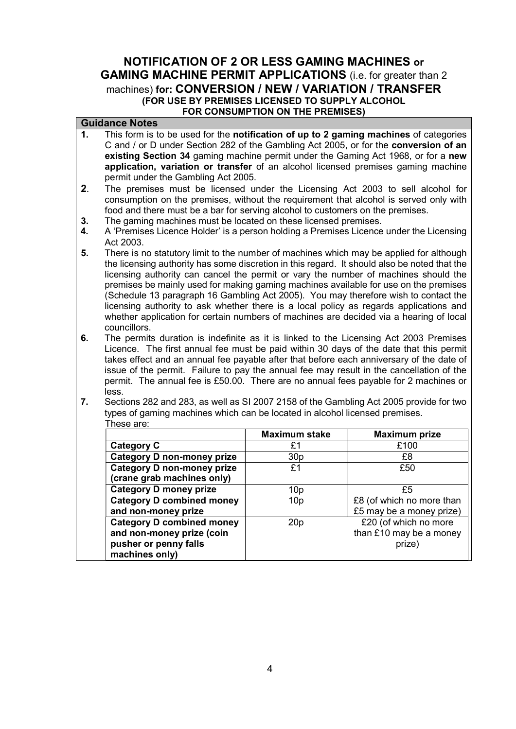# NOTIFICATION OF 2 OR LESS GAMING MACHINES or GAMING MACHINE PERMIT APPLICATIONS (i.e. for greater than 2 machines) for: CONVERSION / NEW / VARIATION / TRANSFER

**(FOR USE BY PREMISES LICENSED TO SUPPLY ALCOHOL FOR CONSUMPTION ON THE PREMISES)**

## Guidance Notes

1. This form is to be used for the **notification of up to 2 gaming machines** of categories C and / or D under Section 282 of the Gambling Act 2005, or for the **conversion of an existing Section 34** gaming machine permit under the Gaming Act 1968, or for a **new application, variation or transfer** of an alcohol licensed premises gaming machine permit under the Gambling Act 2005.
2. The premises must be licensed under the Licensing Act 2003 to sell alcohol for consumption on the premises, without the requirement that alcohol is served only with food and there must be a bar for serving alcohol to customers on the premises.
3. The gaming machines must be located on these licensed premises.
4. A 'Premises Licence Holder' is a person holding a Premises Licence under the Licensing Act 2003.
5. There is no statutory limit to the number of machines which may be applied for although the licensing authority has some discretion in this regard. It should also be noted that the licensing authority can cancel the permit or vary the number of machines should the premises be mainly used for making gaming machines available for use on the premises (Schedule 13 paragraph 16 Gambling Act 2005). You may therefore wish to contact the licensing authority to ask whether there is a local policy as regards applications and whether application for certain numbers of machines are decided via a hearing of local councillors.
6. The permits duration is indefinite as it is linked to the Licensing Act 2003 Premises Licence. The first annual fee must be paid within 30 days of the date that this permit takes effect and an annual fee payable after that before each anniversary of the date of issue of the permit. Failure to pay the annual fee may result in the cancellation of the permit. The annual fee is £50.00. There are no annual fees payable for 2 machines or less.
7. Sections 282 and 283, as well as SI 2007 2158 of the Gambling Act 2005 provide for two types of gaming machines which can be located in alcohol licensed premises. These are:

| | Maximum stake | Maximum prize |
|---|---|---|
| **Category C** | £1 | £100 |
| **Category D non-money prize** | 30p | £8 |
| **Category D non-money prize (crane grab machines only)** | £1 | £50 |
| **Category D money prize** | 10p | £5 |
| **Category D combined money and non-money prize** | 10p | £8 (of which no more than £5 may be a money prize) |
| **Category D combined money and non-money prize (coin pusher or penny falls machines only)** | 20p | £20 (of which no more than £10 may be a money prize) |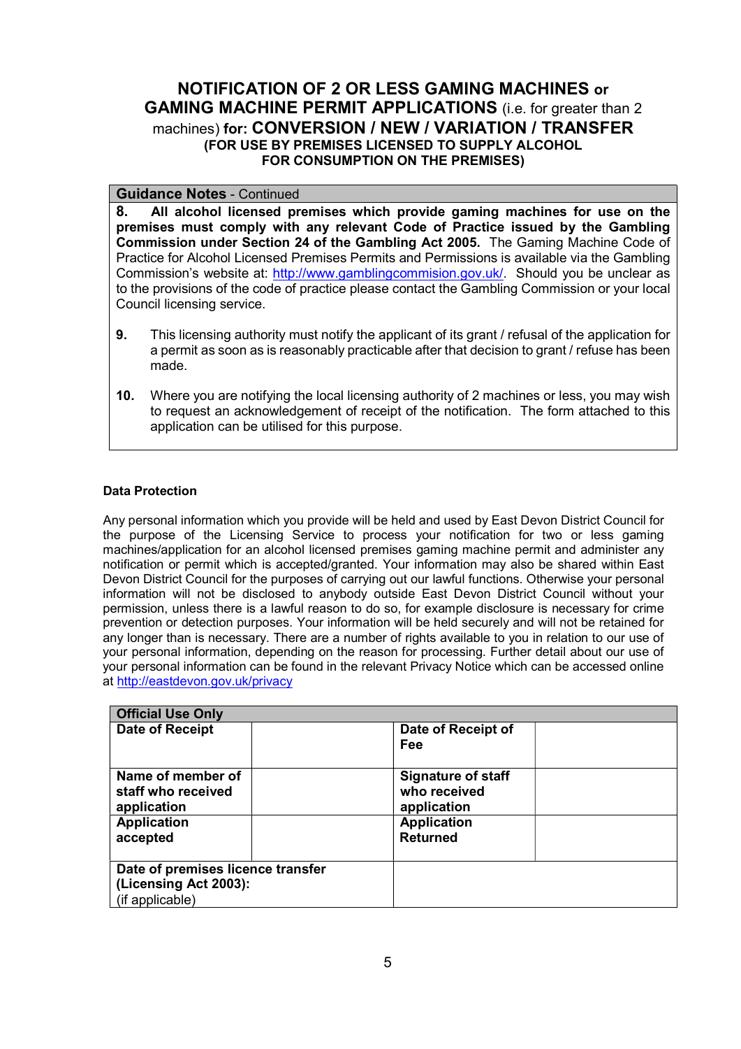# NOTIFICATION OF 2 OR LESS GAMING MACHINES or GAMING MACHINE PERMIT APPLICATIONS (i.e. for greater than 2 machines) for: CONVERSION / NEW / VARIATION / TRANSFER

**(FOR USE BY PREMISES LICENSED TO SUPPLY ALCOHOL FOR CONSUMPTION ON THE PREMISES)**

| **Guidance Notes** - Continued |
|---|
| **8. All alcohol licensed premises which provide gaming machines for use on the premises must comply with any relevant Code of Practice issued by the Gambling Commission under Section 24 of the Gambling Act 2005.** The Gaming Machine Code of Practice for Alcohol Licensed Premises Permits and Permissions is available via the Gambling Commission's website at: http://www.gamblingcommision.gov.uk/. Should you be unclear as to the provisions of the code of practice please contact the Gambling Commission or your local Council licensing service. |
| **9.** This licensing authority must notify the applicant of its grant / refusal of the application for a permit as soon as is reasonably practicable after that decision to grant / refuse has been made. |
| **10.** Where you are notifying the local licensing authority of 2 machines or less, you may wish to request an acknowledgement of receipt of the notification. The form attached to this application can be utilised for this purpose. |

**Data Protection**

Any personal information which you provide will be held and used by East Devon District Council for the purpose of the Licensing Service to process your notification for two or less gaming machines/application for an alcohol licensed premises gaming machine permit and administer any notification or permit which is accepted/granted. Your information may also be shared within East Devon District Council for the purposes of carrying out our lawful functions. Otherwise your personal information will not be disclosed to anybody outside East Devon District Council without your permission, unless there is a lawful reason to do so, for example disclosure is necessary for crime prevention or detection purposes. Your information will be held securely and will not be retained for any longer than is necessary. There are a number of rights available to you in relation to our use of your personal information, depending on the reason for processing. Further detail about our use of your personal information can be found in the relevant Privacy Notice which can be accessed online at http://eastdevon.gov.uk/privacy

| **Official Use Only** | | | |
|---|---|---|---|
| **Date of Receipt** | | **Date of Receipt of Fee** | |
| **Name of member of staff who received application** | | **Signature of staff who received application** | |
| **Application accepted** | | **Application Returned** | |
| **Date of premises licence transfer (Licensing Act 2003):** (if applicable) | | | |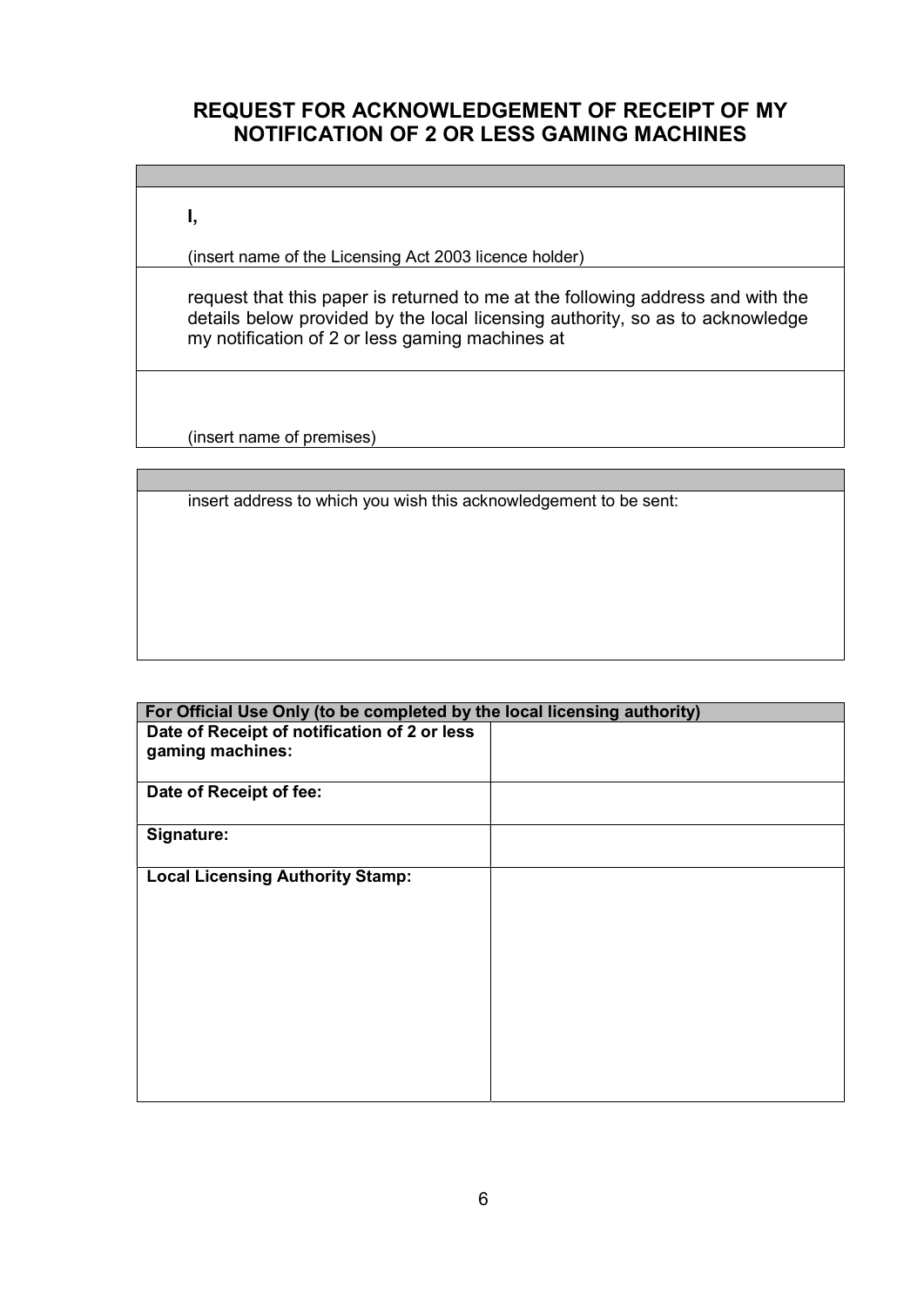# REQUEST FOR ACKNOWLEDGEMENT OF RECEIPT OF MY NOTIFICATION OF 2 OR LESS GAMING MACHINES

**I,**

(insert name of the Licensing Act 2003 licence holder)

request that this paper is returned to me at the following address and with the details below provided by the local licensing authority, so as to acknowledge my notification of 2 or less gaming machines at

(insert name of premises)

insert address to which you wish this acknowledgement to be sent:

| **For Official Use Only (to be completed by the local licensing authority)** | |
|---|---|
| **Date of Receipt of notification of 2 or less gaming machines:** | |
| **Date of Receipt of fee:** | |
| **Signature:** | |
| **Local Licensing Authority Stamp:** | |